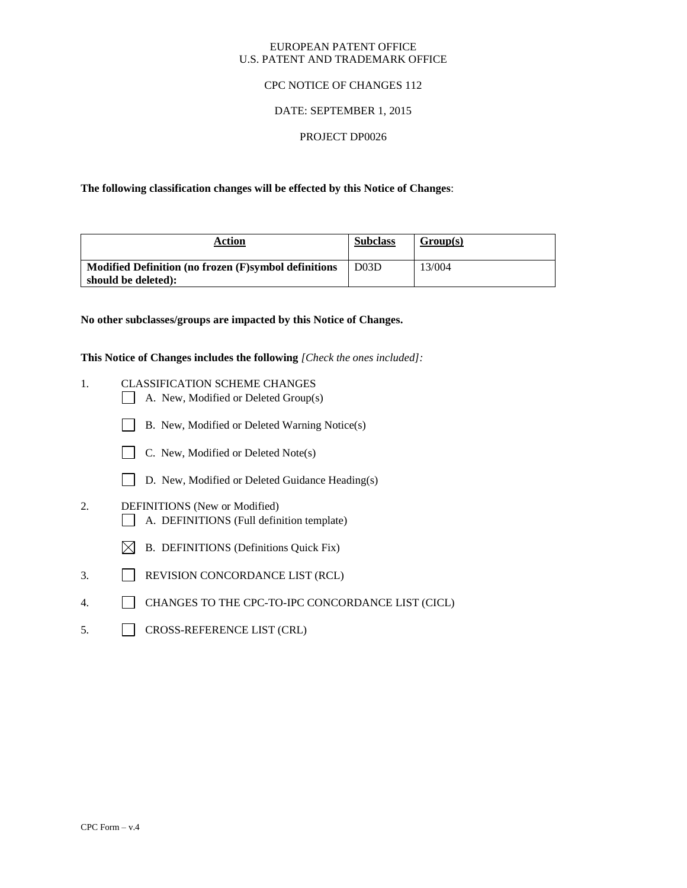EUROPEAN PATENT OFFICE
U.S. PATENT AND TRADEMARK OFFICE

CPC NOTICE OF CHANGES 112

DATE: SEPTEMBER 1, 2015

PROJECT DP0026

**The following classification changes will be effected by this Notice of Changes**:

| Action | Subclass | Group(s) |
|---|---|---|
| **Modified Definition (no frozen (F)symbol definitions should be deleted):** | D03D | 13/004 |

**No other subclasses/groups are impacted by this Notice of Changes.**

**This Notice of Changes includes the following** *[Check the ones included]:*

1. CLASSIFICATION SCHEME CHANGES
   - ☐ A. New, Modified or Deleted Group(s)
   - ☐ B. New, Modified or Deleted Warning Notice(s)
   - ☐ C. New, Modified or Deleted Note(s)
   - ☐ D. New, Modified or Deleted Guidance Heading(s)
2. DEFINITIONS (New or Modified)
   - ☐ A. DEFINITIONS (Full definition template)
   - ☒ B. DEFINITIONS (Definitions Quick Fix)
3. ☐ REVISION CONCORDANCE LIST (RCL)
4. ☐ CHANGES TO THE CPC-TO-IPC CONCORDANCE LIST (CICL)
5. ☐ CROSS-REFERENCE LIST (CRL)

CPC Form – v.4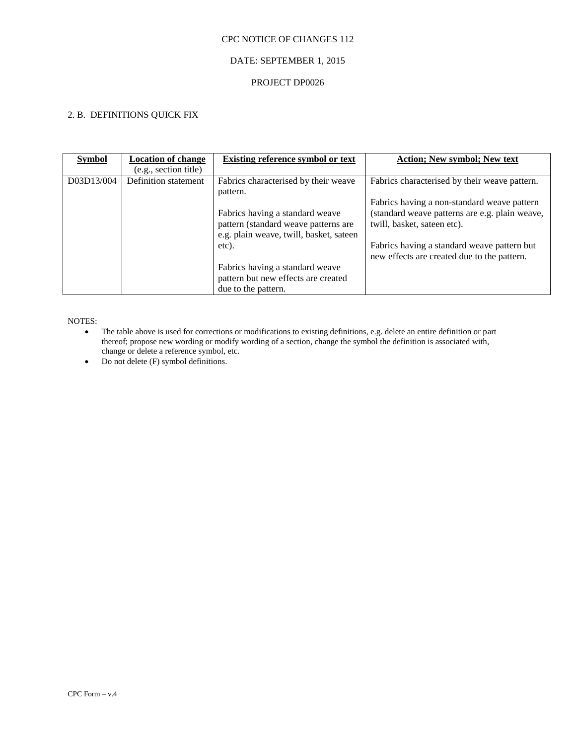CPC NOTICE OF CHANGES 112

DATE: SEPTEMBER 1, 2015

PROJECT DP0026

2. B. DEFINITIONS QUICK FIX

| Symbol | Location of change (e.g., section title) | Existing reference symbol or text | Action; New symbol; New text |
|---|---|---|---|
| D03D13/004 | Definition statement | Fabrics characterised by their weave pattern.<br><br>Fabrics having a standard weave pattern (standard weave patterns are e.g. plain weave, twill, basket, sateen etc).<br><br>Fabrics having a standard weave pattern but new effects are created due to the pattern. | Fabrics characterised by their weave pattern.<br><br>Fabrics having a non-standard weave pattern (standard weave patterns are e.g. plain weave, twill, basket, sateen etc).<br><br>Fabrics having a standard weave pattern but new effects are created due to the pattern. |

NOTES:

- The table above is used for corrections or modifications to existing definitions, e.g. delete an entire definition or part thereof; propose new wording or modify wording of a section, change the symbol the definition is associated with, change or delete a reference symbol, etc.
- Do not delete (F) symbol definitions.